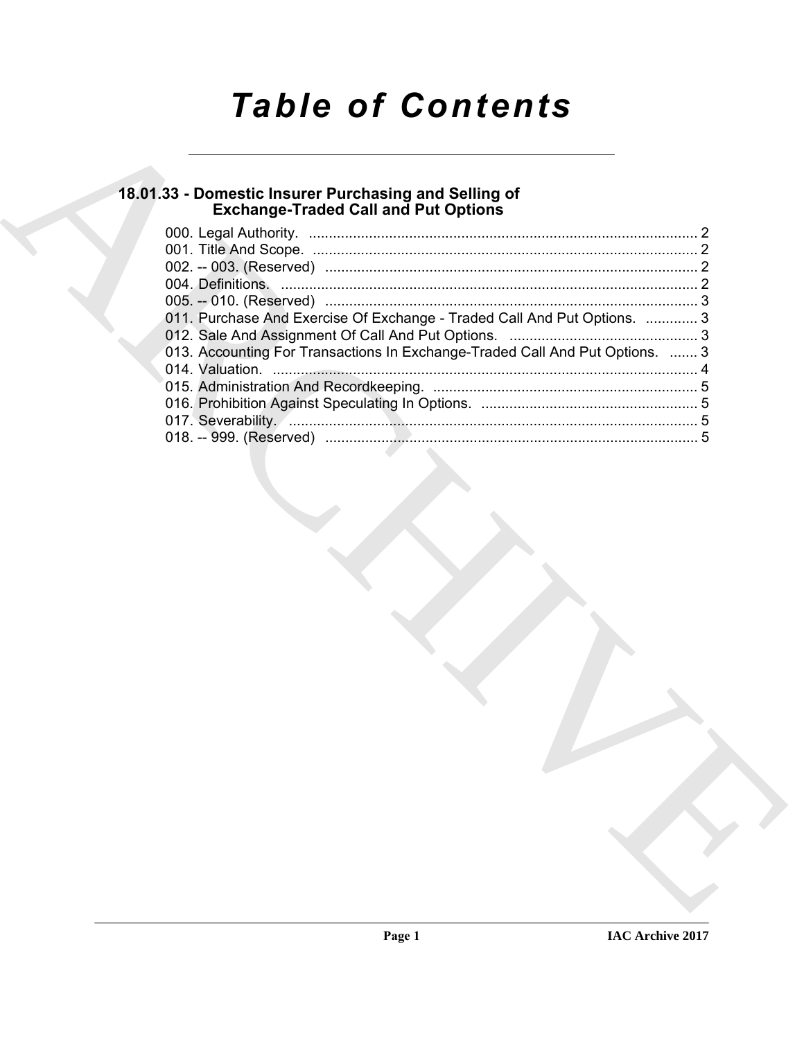# Table of Contents

## 18.01.33 - Domestic Insurer Purchasing and Selling of Exchange-Traded Call and Put Options

000. Legal Authority. ........................................................................................ 2
001. Title And Scope. ........................................................................................ 2
002. -- 003. (Reserved) ..................................................................................... 2
004. Definitions. ................................................................................................ 2
005. -- 010. (Reserved) ..................................................................................... 3
011. Purchase And Exercise Of Exchange - Traded Call And Put Options. ............. 3
012. Sale And Assignment Of Call And Put Options. ............................................... 3
013. Accounting For Transactions In Exchange-Traded Call And Put Options. ....... 3
014. Valuation. .................................................................................................. 4
015. Administration And Recordkeeping. .............................................................. 5
016. Prohibition Against Speculating In Options. .................................................. 5
017. Severability. ............................................................................................... 5
018. -- 999. (Reserved) ..................................................................................... 5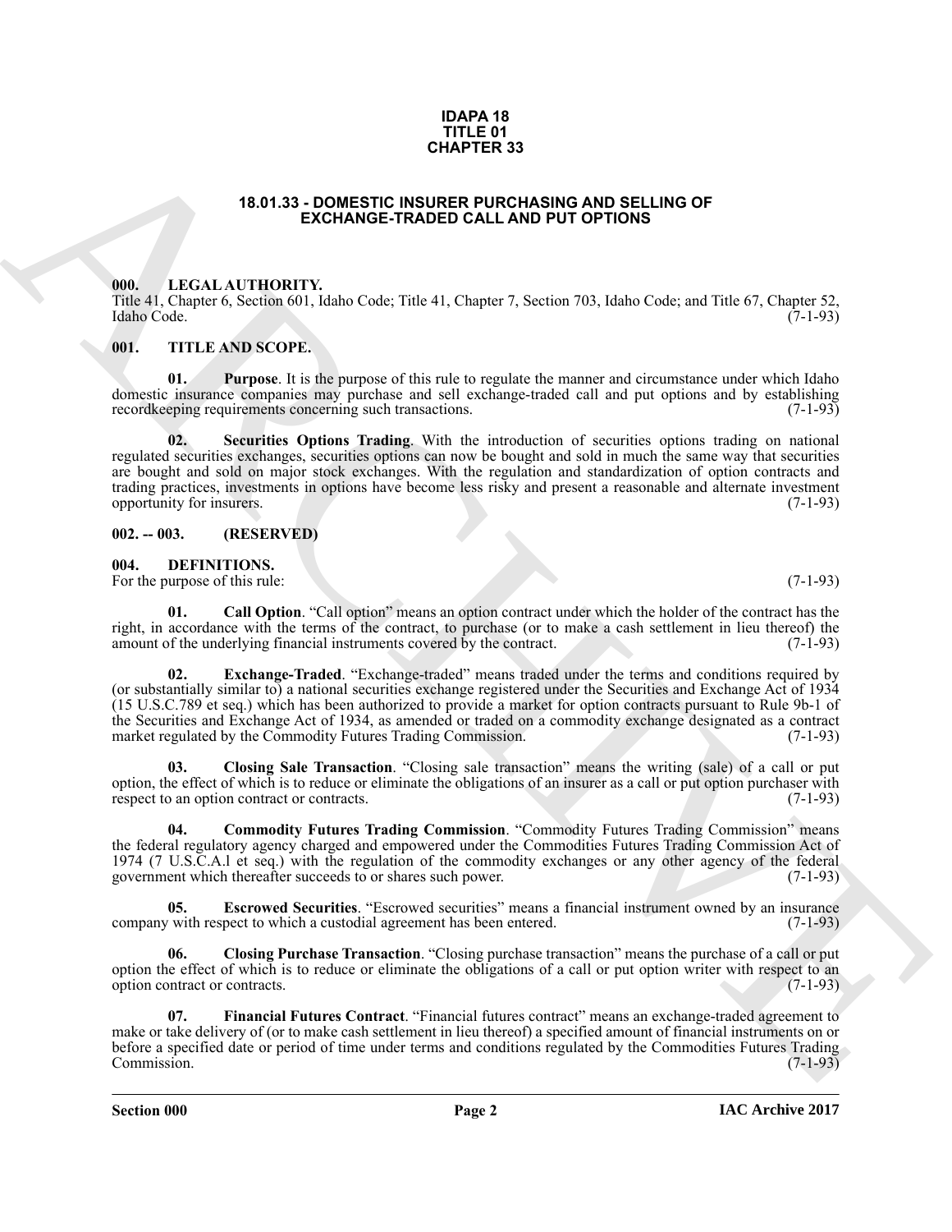**IDAPA 18
TITLE 01
CHAPTER 33**

# 18.01.33 - DOMESTIC INSURER PURCHASING AND SELLING OF EXCHANGE-TRADED CALL AND PUT OPTIONS

## 000. LEGAL AUTHORITY.

Title 41, Chapter 6, Section 601, Idaho Code; Title 41, Chapter 7, Section 703, Idaho Code; and Title 67, Chapter 52, Idaho Code. (7-1-93)

## 001. TITLE AND SCOPE.

**01. Purpose**. It is the purpose of this rule to regulate the manner and circumstance under which Idaho domestic insurance companies may purchase and sell exchange-traded call and put options and by establishing recordkeeping requirements concerning such transactions. (7-1-93)

**02. Securities Options Trading**. With the introduction of securities options trading on national regulated securities exchanges, securities options can now be bought and sold in much the same way that securities are bought and sold on major stock exchanges. With the regulation and standardization of option contracts and trading practices, investments in options have become less risky and present a reasonable and alternate investment opportunity for insurers. (7-1-93)

## 002. -- 003. (RESERVED)

## 004. DEFINITIONS.

For the purpose of this rule: (7-1-93)

**01. Call Option**. "Call option" means an option contract under which the holder of the contract has the right, in accordance with the terms of the contract, to purchase (or to make a cash settlement in lieu thereof) the amount of the underlying financial instruments covered by the contract. (7-1-93)

**02. Exchange-Traded**. "Exchange-traded" means traded under the terms and conditions required by (or substantially similar to) a national securities exchange registered under the Securities and Exchange Act of 1934 (15 U.S.C.789 et seq.) which has been authorized to provide a market for option contracts pursuant to Rule 9b-1 of the Securities and Exchange Act of 1934, as amended or traded on a commodity exchange designated as a contract market regulated by the Commodity Futures Trading Commission. (7-1-93)

**03. Closing Sale Transaction**. "Closing sale transaction" means the writing (sale) of a call or put option, the effect of which is to reduce or eliminate the obligations of an insurer as a call or put option purchaser with respect to an option contract or contracts. (7-1-93)

**04. Commodity Futures Trading Commission**. "Commodity Futures Trading Commission" means the federal regulatory agency charged and empowered under the Commodities Futures Trading Commission Act of 1974 (7 U.S.C.A.l et seq.) with the regulation of the commodity exchanges or any other agency of the federal government which thereafter succeeds to or shares such power. (7-1-93)

**05. Escrowed Securities**. "Escrowed securities" means a financial instrument owned by an insurance company with respect to which a custodial agreement has been entered. (7-1-93)

**06. Closing Purchase Transaction**. "Closing purchase transaction" means the purchase of a call or put option the effect of which is to reduce or eliminate the obligations of a call or put option writer with respect to an option contract or contracts. (7-1-93)

**07. Financial Futures Contract**. "Financial futures contract" means an exchange-traded agreement to make or take delivery of (or to make cash settlement in lieu thereof) a specified amount of financial instruments on or before a specified date or period of time under terms and conditions regulated by the Commodities Futures Trading Commission. (7-1-93)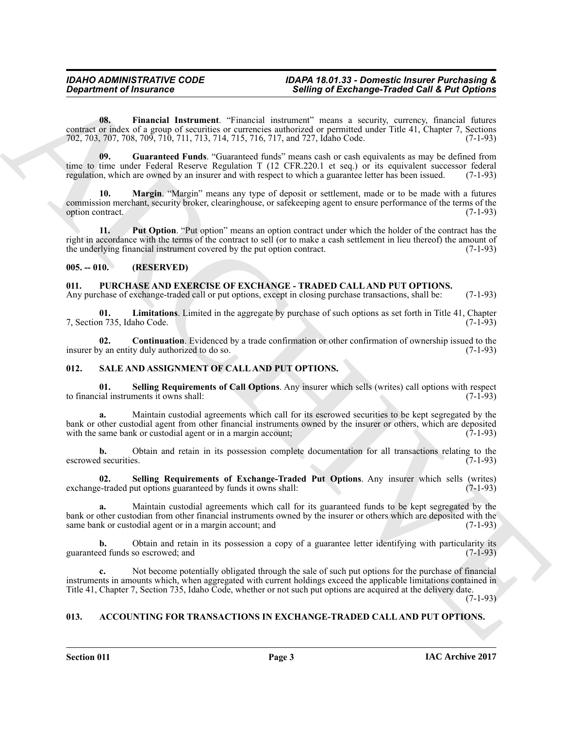**08. Financial Instrument**. "Financial instrument" means a security, currency, financial futures contract or index of a group of securities or currencies authorized or permitted under Title 41, Chapter 7, Sections 702, 703, 707, 708, 709, 710, 711, 713, 714, 715, 716, 717, and 727, Idaho Code. (7-1-93)

**09. Guaranteed Funds**. "Guaranteed funds" means cash or cash equivalents as may be defined from time to time under Federal Reserve Regulation T (12 CFR.220.1 et seq.) or its equivalent successor federal regulation, which are owned by an insurer and with respect to which a guarantee letter has been issued. (7-1-93)

**10. Margin**. "Margin" means any type of deposit or settlement, made or to be made with a futures commission merchant, security broker, clearinghouse, or safekeeping agent to ensure performance of the terms of the option contract. (7-1-93)

**11. Put Option**. "Put option" means an option contract under which the holder of the contract has the right in accordance with the terms of the contract to sell (or to make a cash settlement in lieu thereof) the amount of the underlying financial instrument covered by the put option contract. (7-1-93)

## 005. -- 010. (RESERVED)

## 011. PURCHASE AND EXERCISE OF EXCHANGE - TRADED CALL AND PUT OPTIONS.

Any purchase of exchange-traded call or put options, except in closing purchase transactions, shall be: (7-1-93)

**01. Limitations**. Limited in the aggregate by purchase of such options as set forth in Title 41, Chapter 7, Section 735, Idaho Code. (7-1-93)

**02. Continuation**. Evidenced by a trade confirmation or other confirmation of ownership issued to the insurer by an entity duly authorized to do so. (7-1-93)

## 012. SALE AND ASSIGNMENT OF CALL AND PUT OPTIONS.

**01. Selling Requirements of Call Options**. Any insurer which sells (writes) call options with respect to financial instruments it owns shall: (7-1-93)

**a.** Maintain custodial agreements which call for its escrowed securities to be kept segregated by the bank or other custodial agent from other financial instruments owned by the insurer or others, which are deposited with the same bank or custodial agent or in a margin account; (7-1-93)

**b.** Obtain and retain in its possession complete documentation for all transactions relating to the escrowed securities. (7-1-93)

**02. Selling Requirements of Exchange-Traded Put Options**. Any insurer which sells (writes) exchange-traded put options guaranteed by funds it owns shall: (7-1-93)

**a.** Maintain custodial agreements which call for its guaranteed funds to be kept segregated by the bank or other custodian from other financial instruments owned by the insurer or others which are deposited with the same bank or custodial agent or in a margin account; and (7-1-93)

**b.** Obtain and retain in its possession a copy of a guarantee letter identifying with particularity its guaranteed funds so escrowed; and (7-1-93)

**c.** Not become potentially obligated through the sale of such put options for the purchase of financial instruments in amounts which, when aggregated with current holdings exceed the applicable limitations contained in Title 41, Chapter 7, Section 735, Idaho Code, whether or not such put options are acquired at the delivery date. (7-1-93)

## 013. ACCOUNTING FOR TRANSACTIONS IN EXCHANGE-TRADED CALL AND PUT OPTIONS.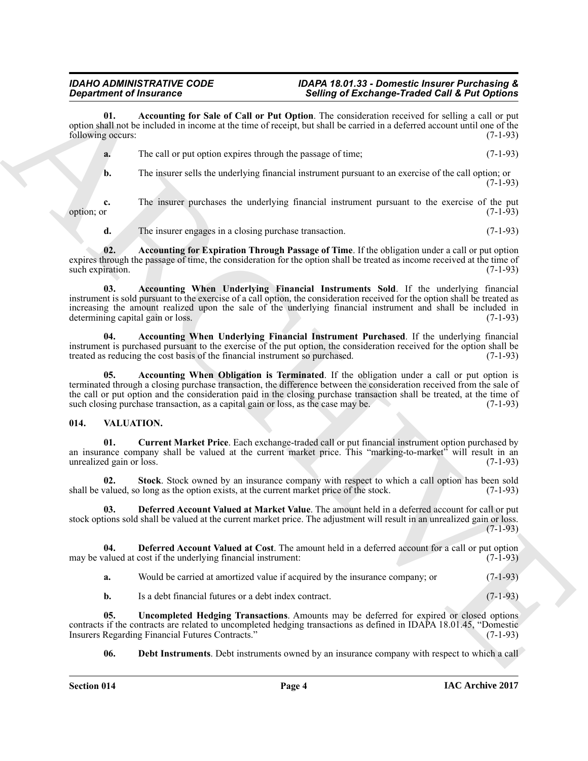**01. Accounting for Sale of Call or Put Option**. The consideration received for selling a call or put option shall not be included in income at the time of receipt, but shall be carried in a deferred account until one of the following occurs: (7-1-93)

**a.** The call or put option expires through the passage of time; (7-1-93)

**b.** The insurer sells the underlying financial instrument pursuant to an exercise of the call option; or (7-1-93)

**c.** The insurer purchases the underlying financial instrument pursuant to the exercise of the put option; or (7-1-93)

**d.** The insurer engages in a closing purchase transaction. (7-1-93)

**02. Accounting for Expiration Through Passage of Time**. If the obligation under a call or put option expires through the passage of time, the consideration for the option shall be treated as income received at the time of such expiration. (7-1-93)

**03. Accounting When Underlying Financial Instruments Sold**. If the underlying financial instrument is sold pursuant to the exercise of a call option, the consideration received for the option shall be treated as increasing the amount realized upon the sale of the underlying financial instrument and shall be included in determining capital gain or loss. (7-1-93)

**04. Accounting When Underlying Financial Instrument Purchased**. If the underlying financial instrument is purchased pursuant to the exercise of the put option, the consideration received for the option shall be treated as reducing the cost basis of the financial instrument so purchased. (7-1-93)

**05. Accounting When Obligation is Terminated**. If the obligation under a call or put option is terminated through a closing purchase transaction, the difference between the consideration received from the sale of the call or put option and the consideration paid in the closing purchase transaction shall be treated, at the time of such closing purchase transaction, as a capital gain or loss, as the case may be. (7-1-93)

## 014. VALUATION.

**01. Current Market Price**. Each exchange-traded call or put financial instrument option purchased by an insurance company shall be valued at the current market price. This "marking-to-market" will result in an unrealized gain or loss. (7-1-93)

**02. Stock**. Stock owned by an insurance company with respect to which a call option has been sold shall be valued, so long as the option exists, at the current market price of the stock. (7-1-93)

**03. Deferred Account Valued at Market Value**. The amount held in a deferred account for call or put stock options sold shall be valued at the current market price. The adjustment will result in an unrealized gain or loss. (7-1-93)

**04. Deferred Account Valued at Cost**. The amount held in a deferred account for a call or put option may be valued at cost if the underlying financial instrument: (7-1-93)

**a.** Would be carried at amortized value if acquired by the insurance company; or (7-1-93)

**b.** Is a debt financial futures or a debt index contract. (7-1-93)

**05. Uncompleted Hedging Transactions**. Amounts may be deferred for expired or closed options contracts if the contracts are related to uncompleted hedging transactions as defined in IDAPA 18.01.45, "Domestic Insurers Regarding Financial Futures Contracts." (7-1-93)

**06. Debt Instruments**. Debt instruments owned by an insurance company with respect to which a call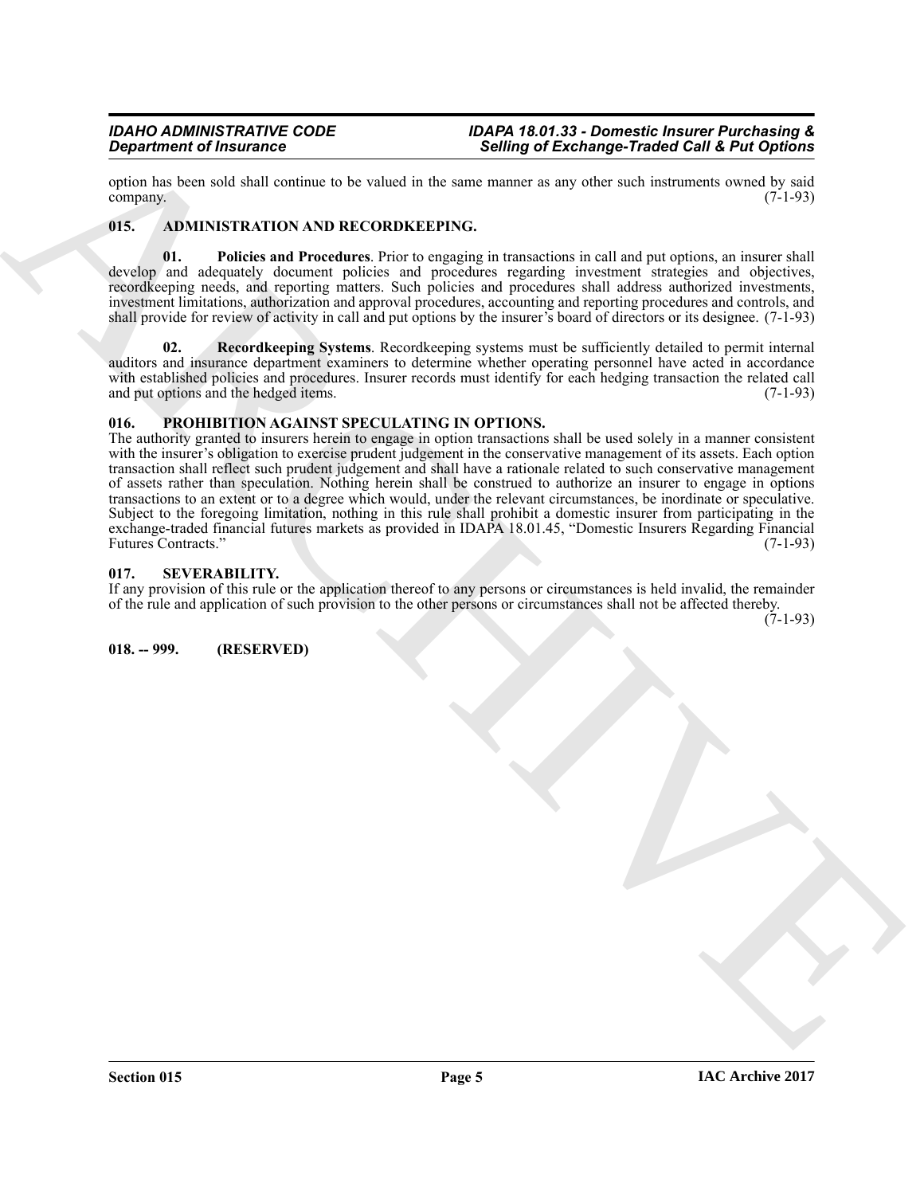option has been sold shall continue to be valued in the same manner as any other such instruments owned by said company. (7-1-93)

## 015. ADMINISTRATION AND RECORDKEEPING.

**01. Policies and Procedures**. Prior to engaging in transactions in call and put options, an insurer shall develop and adequately document policies and procedures regarding investment strategies and objectives, recordkeeping needs, and reporting matters. Such policies and procedures shall address authorized investments, investment limitations, authorization and approval procedures, accounting and reporting procedures and controls, and shall provide for review of activity in call and put options by the insurer's board of directors or its designee. (7-1-93)

**02. Recordkeeping Systems**. Recordkeeping systems must be sufficiently detailed to permit internal auditors and insurance department examiners to determine whether operating personnel have acted in accordance with established policies and procedures. Insurer records must identify for each hedging transaction the related call and put options and the hedged items. (7-1-93)

## 016. PROHIBITION AGAINST SPECULATING IN OPTIONS.

The authority granted to insurers herein to engage in option transactions shall be used solely in a manner consistent with the insurer's obligation to exercise prudent judgement in the conservative management of its assets. Each option transaction shall reflect such prudent judgement and shall have a rationale related to such conservative management of assets rather than speculation. Nothing herein shall be construed to authorize an insurer to engage in options transactions to an extent or to a degree which would, under the relevant circumstances, be inordinate or speculative. Subject to the foregoing limitation, nothing in this rule shall prohibit a domestic insurer from participating in the exchange-traded financial futures markets as provided in IDAPA 18.01.45, "Domestic Insurers Regarding Financial Futures Contracts." (7-1-93)

## 017. SEVERABILITY.

If any provision of this rule or the application thereof to any persons or circumstances is held invalid, the remainder of the rule and application of such provision to the other persons or circumstances shall not be affected thereby. (7-1-93)

## 018. -- 999. (RESERVED)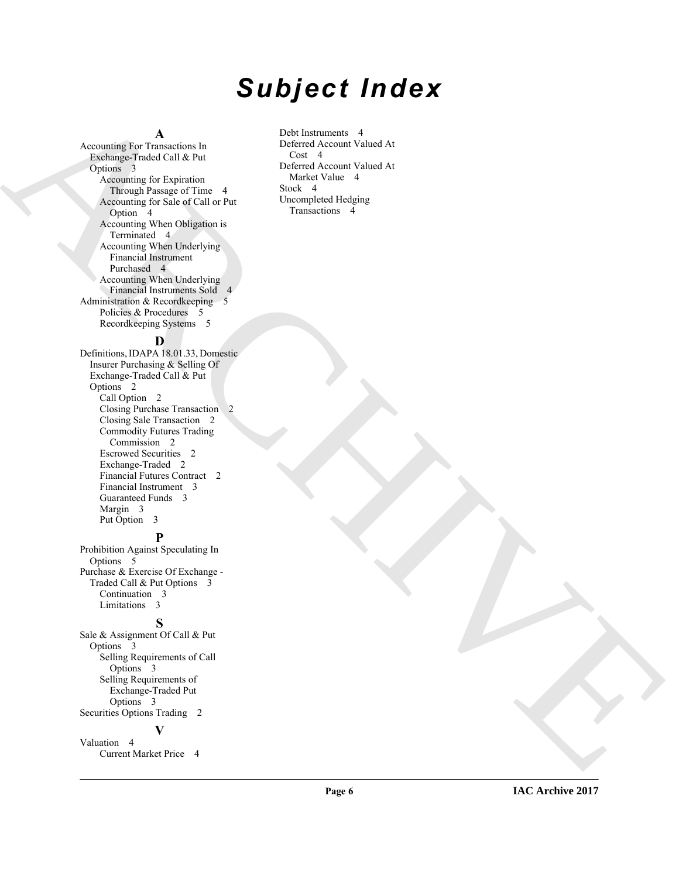# Subject Index

**A**

Accounting For Transactions In Exchange-Traded Call & Put Options 3
- Accounting for Expiration Through Passage of Time 4
- Accounting for Sale of Call or Put Option 4
- Accounting When Obligation is Terminated 4
- Accounting When Underlying Financial Instrument Purchased 4
- Accounting When Underlying Financial Instruments Sold 4

Administration & Recordkeeping 5
- Policies & Procedures 5
- Recordkeeping Systems 5

**D**

Definitions, IDAPA 18.01.33, Domestic Insurer Purchasing & Selling Of Exchange-Traded Call & Put Options 2
- Call Option 2
- Closing Purchase Transaction 2
- Closing Sale Transaction 2
- Commodity Futures Trading Commission 2
- Escrowed Securities 2
- Exchange-Traded 2
- Financial Futures Contract 2
- Financial Instrument 3
- Guaranteed Funds 3
- Margin 3
- Put Option 3

**P**

Prohibition Against Speculating In Options 5

Purchase & Exercise Of Exchange - Traded Call & Put Options 3
- Continuation 3
- Limitations 3

**S**

Sale & Assignment Of Call & Put Options 3
- Selling Requirements of Call Options 3
- Selling Requirements of Exchange-Traded Put Options 3

Securities Options Trading 2

**V**

Valuation 4
- Current Market Price 4
- Debt Instruments 4
- Deferred Account Valued At Cost 4
- Deferred Account Valued At Market Value 4
- Stock 4
- Uncompleted Hedging Transactions 4